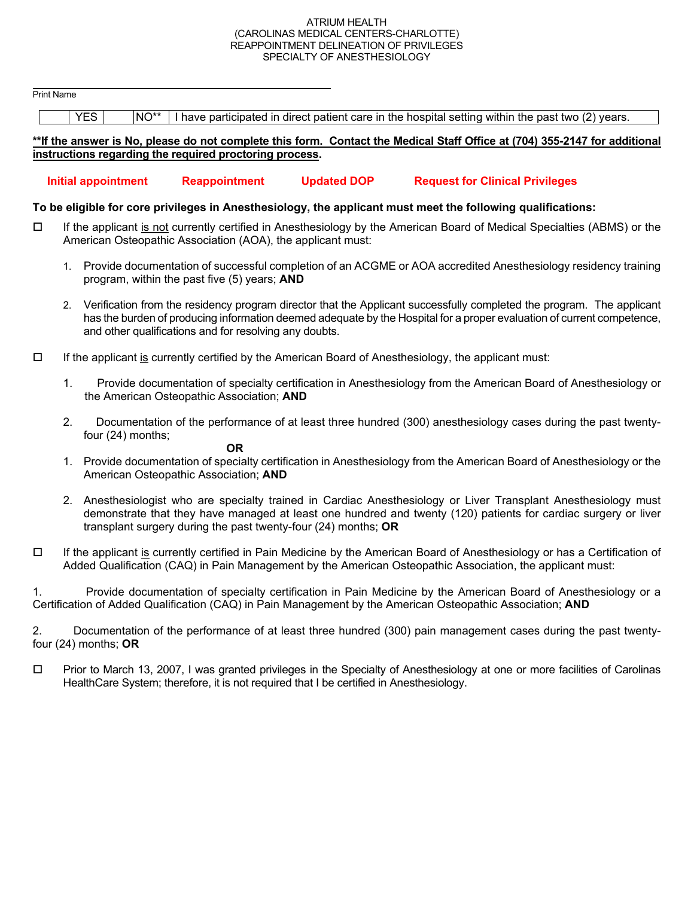ATRIUM HEALTH
(CAROLINAS MEDICAL CENTERS-CHARLOTTE)
REAPPOINTMENT DELINEATION OF PRIVILEGES
SPECIALTY OF ANESTHESIOLOGY

______________________________________
Print Name

| | YES | | NO** | I have participated in direct patient care in the hospital setting within the past two (2) years. |
|---|---|---|---|---|

**\*\*If the answer is No, please do not complete this form. Contact the Medical Staff Office at (704) 355-2147 for additional instructions regarding the required proctoring process.**

**Initial appointment** **Reappointment** **Updated DOP** **Request for Clinical Privileges**

**To be eligible for core privileges in Anesthesiology, the applicant must meet the following qualifications:**

☐ If the applicant is not currently certified in Anesthesiology by the American Board of Medical Specialties (ABMS) or the American Osteopathic Association (AOA), the applicant must:

1. Provide documentation of successful completion of an ACGME or AOA accredited Anesthesiology residency training program, within the past five (5) years; **AND**

2. Verification from the residency program director that the Applicant successfully completed the program. The applicant has the burden of producing information deemed adequate by the Hospital for a proper evaluation of current competence, and other qualifications and for resolving any doubts.

☐ If the applicant is currently certified by the American Board of Anesthesiology, the applicant must:

1. Provide documentation of specialty certification in Anesthesiology from the American Board of Anesthesiology or the American Osteopathic Association; **AND**

2. Documentation of the performance of at least three hundred (300) anesthesiology cases during the past twenty-four (24) months;

**OR**

1. Provide documentation of specialty certification in Anesthesiology from the American Board of Anesthesiology or the American Osteopathic Association; **AND**

2. Anesthesiologist who are specialty trained in Cardiac Anesthesiology or Liver Transplant Anesthesiology must demonstrate that they have managed at least one hundred and twenty (120) patients for cardiac surgery or liver transplant surgery during the past twenty-four (24) months; **OR**

☐ If the applicant is currently certified in Pain Medicine by the American Board of Anesthesiology or has a Certification of Added Qualification (CAQ) in Pain Management by the American Osteopathic Association, the applicant must:

1. Provide documentation of specialty certification in Pain Medicine by the American Board of Anesthesiology or a Certification of Added Qualification (CAQ) in Pain Management by the American Osteopathic Association; **AND**

2. Documentation of the performance of at least three hundred (300) pain management cases during the past twenty-four (24) months; **OR**

☐ Prior to March 13, 2007, I was granted privileges in the Specialty of Anesthesiology at one or more facilities of Carolinas HealthCare System; therefore, it is not required that I be certified in Anesthesiology.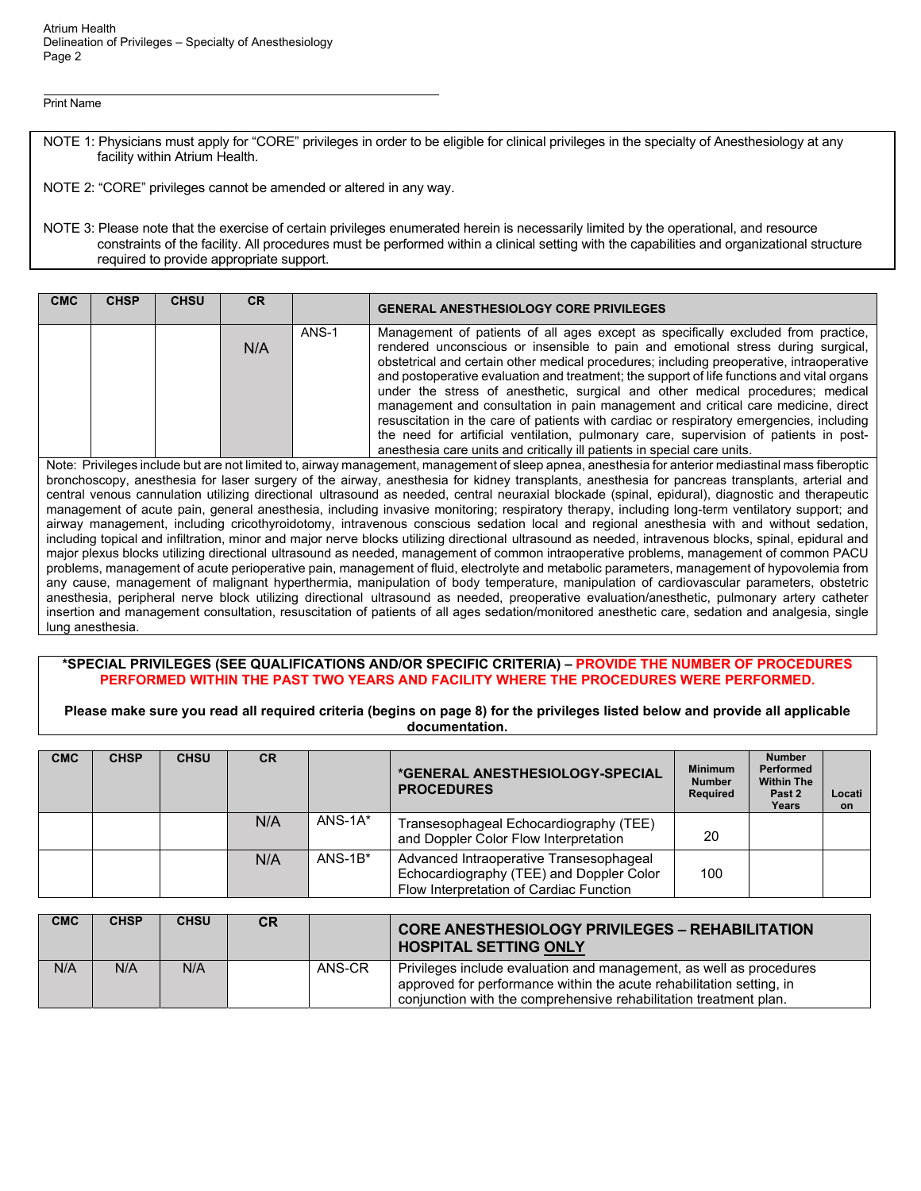Print Name

NOTE 1: Physicians must apply for "CORE" privileges in order to be eligible for clinical privileges in the specialty of Anesthesiology at any facility within Atrium Health.

NOTE 2: "CORE" privileges cannot be amended or altered in any way.

NOTE 3: Please note that the exercise of certain privileges enumerated herein is necessarily limited by the operational, and resource constraints of the facility. All procedures must be performed within a clinical setting with the capabilities and organizational structure required to provide appropriate support.

| CMC | CHSP | CHSU | CR | | GENERAL ANESTHESIOLOGY CORE PRIVILEGES |
|---|---|---|---|---|---|
| | | | N/A | ANS-1 | Management of patients of all ages except as specifically excluded from practice, rendered unconscious or insensible to pain and emotional stress during surgical, obstetrical and certain other medical procedures; including preoperative, intraoperative and postoperative evaluation and treatment; the support of life functions and vital organs under the stress of anesthetic, surgical and other medical procedures; medical management and consultation in pain management and critical care medicine, direct resuscitation in the care of patients with cardiac or respiratory emergencies, including the need for artificial ventilation, pulmonary care, supervision of patients in post-anesthesia care units and critically ill patients in special care units. |

Note: Privileges include but are not limited to, airway management, management of sleep apnea, anesthesia for anterior mediastinal mass fiberoptic bronchoscopy, anesthesia for laser surgery of the airway, anesthesia for kidney transplants, anesthesia for pancreas transplants, arterial and central venous cannulation utilizing directional ultrasound as needed, central neuraxial blockade (spinal, epidural), diagnostic and therapeutic management of acute pain, general anesthesia, including invasive monitoring; respiratory therapy, including long-term ventilatory support; and airway management, including cricothyroidotomy, intravenous conscious sedation local and regional anesthesia with and without sedation, including topical and infiltration, minor and major nerve blocks utilizing directional ultrasound as needed, intravenous blocks, spinal, epidural and major plexus blocks utilizing directional ultrasound as needed, management of common intraoperative problems, management of common PACU problems, management of acute perioperative pain, management of fluid, electrolyte and metabolic parameters, management of hypovolemia from any cause, management of malignant hyperthermia, manipulation of body temperature, manipulation of cardiovascular parameters, obstetric anesthesia, peripheral nerve block utilizing directional ultrasound as needed, preoperative evaluation/anesthetic, pulmonary artery catheter insertion and management consultation, resuscitation of patients of all ages sedation/monitored anesthetic care, sedation and analgesia, single lung anesthesia.

**\*SPECIAL PRIVILEGES (SEE QUALIFICATIONS AND/OR SPECIFIC CRITERIA) – PROVIDE THE NUMBER OF PROCEDURES PERFORMED WITHIN THE PAST TWO YEARS AND FACILITY WHERE THE PROCEDURES WERE PERFORMED.**

**Please make sure you read all required criteria (begins on page 8) for the privileges listed below and provide all applicable documentation.**

| CMC | CHSP | CHSU | CR | | *GENERAL ANESTHESIOLOGY-SPECIAL PROCEDURES | Minimum Number Required | Number Performed Within The Past 2 Years | Location |
|---|---|---|---|---|---|---|---|---|
| | | | N/A | ANS-1A* | Transesophageal Echocardiography (TEE) and Doppler Color Flow Interpretation | 20 | | |
| | | | N/A | ANS-1B* | Advanced Intraoperative Transesophageal Echocardiography (TEE) and Doppler Color Flow Interpretation of Cardiac Function | 100 | | |

| CMC | CHSP | CHSU | CR | | CORE ANESTHESIOLOGY PRIVILEGES – REHABILITATION HOSPITAL SETTING ONLY |
|---|---|---|---|---|---|
| N/A | N/A | N/A | | ANS-CR | Privileges include evaluation and management, as well as procedures approved for performance within the acute rehabilitation setting, in conjunction with the comprehensive rehabilitation treatment plan. |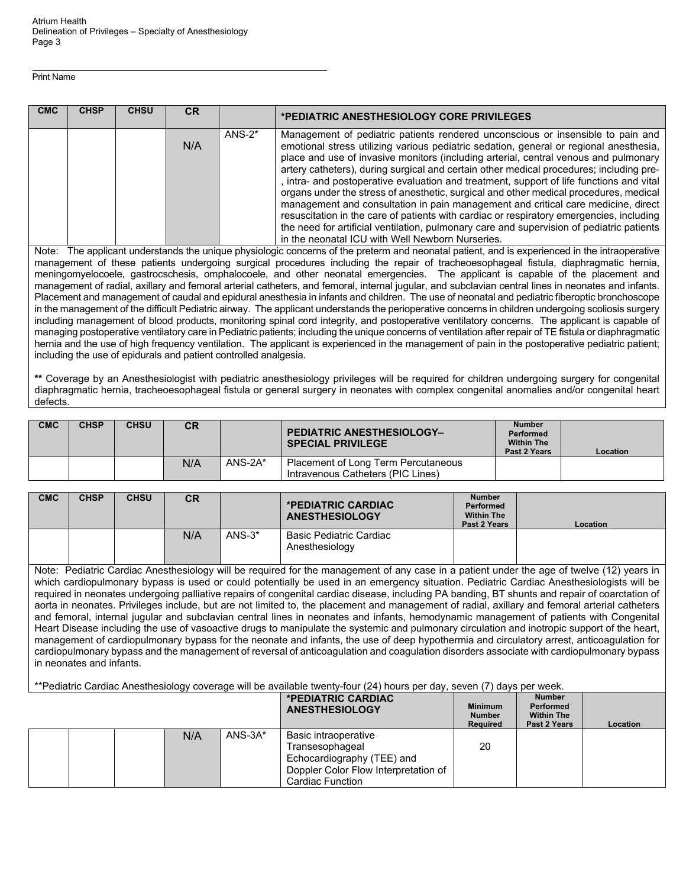Print Name

| CMC | CHSP | CHSU | CR | | *PEDIATRIC ANESTHESIOLOGY CORE PRIVILEGES |
|---|---|---|---|---|---|
| | | | N/A | ANS-2* | Management of pediatric patients rendered unconscious or insensible to pain and emotional stress utilizing various pediatric sedation, general or regional anesthesia, place and use of invasive monitors (including arterial, central venous and pulmonary artery catheters), during surgical and certain other medical procedures; including pre-, intra- and postoperative evaluation and treatment, support of life functions and vital organs under the stress of anesthetic, surgical and other medical procedures, medical management and consultation in pain management and critical care medicine, direct resuscitation in the care of patients with cardiac or respiratory emergencies, including the need for artificial ventilation, pulmonary care and supervision of pediatric patients in the neonatal ICU with Well Newborn Nurseries. |

Note: The applicant understands the unique physiologic concerns of the preterm and neonatal patient, and is experienced in the intraoperative management of these patients undergoing surgical procedures including the repair of tracheoesophageal fistula, diaphragmatic hernia, meningomyelocoele, gastrocschesis, omphalocoele, and other neonatal emergencies. The applicant is capable of the placement and management of radial, axillary and femoral arterial catheters, and femoral, internal jugular, and subclavian central lines in neonates and infants. Placement and management of caudal and epidural anesthesia in infants and children. The use of neonatal and pediatric fiberoptic bronchoscope in the management of the difficult Pediatric airway. The applicant understands the perioperative concerns in children undergoing scoliosis surgery including management of blood products, monitoring spinal cord integrity, and postoperative ventilatory concerns. The applicant is capable of managing postoperative ventilatory care in Pediatric patients; including the unique concerns of ventilation after repair of TE fistula or diaphragmatic hernia and the use of high frequency ventilation. The applicant is experienced in the management of pain in the postoperative pediatric patient; including the use of epidurals and patient controlled analgesia.

**** Coverage by an Anesthesiologist with pediatric anesthesiology privileges will be required for children undergoing surgery for congenital diaphragmatic hernia, tracheoesophageal fistula or general surgery in neonates with complex congenital anomalies and/or congenital heart defects.

| CMC | CHSP | CHSU | CR | | PEDIATRIC ANESTHESIOLOGY– SPECIAL PRIVILEGE | Number Performed Within The Past 2 Years | Location |
|---|---|---|---|---|---|---|---|
| | | | N/A | ANS-2A* | Placement of Long Term Percutaneous Intravenous Catheters (PIC Lines) | | |

| CMC | CHSP | CHSU | CR | | *PEDIATRIC CARDIAC ANESTHESIOLOGY | Number Performed Within The Past 2 Years | Location |
|---|---|---|---|---|---|---|---|
| | | | N/A | ANS-3* | Basic Pediatric Cardiac Anesthesiology | | |

Note: Pediatric Cardiac Anesthesiology will be required for the management of any case in a patient under the age of twelve (12) years in which cardiopulmonary bypass is used or could potentially be used in an emergency situation. Pediatric Cardiac Anesthesiologists will be required in neonates undergoing palliative repairs of congenital cardiac disease, including PA banding, BT shunts and repair of coarctation of aorta in neonates. Privileges include, but are not limited to, the placement and management of radial, axillary and femoral arterial catheters and femoral, internal jugular and subclavian central lines in neonates and infants, hemodynamic management of patients with Congenital Heart Disease including the use of vasoactive drugs to manipulate the systemic and pulmonary circulation and inotropic support of the heart, management of cardiopulmonary bypass for the neonate and infants, the use of deep hypothermia and circulatory arrest, anticoagulation for cardiopulmonary bypass and the management of reversal of anticoagulation and coagulation disorders associate with cardiopulmonary bypass in neonates and infants.

**Pediatric Cardiac Anesthesiology coverage will be available twenty-four (24) hours per day, seven (7) days per week.

| | | | | | *PEDIATRIC CARDIAC ANESTHESIOLOGY | Minimum Number Required | Number Performed Within The Past 2 Years | Location |
|---|---|---|---|---|---|---|---|---|
| | | | N/A | ANS-3A* | Basic intraoperative Transesophageal Echocardiography (TEE) and Doppler Color Flow Interpretation of Cardiac Function | 20 | | |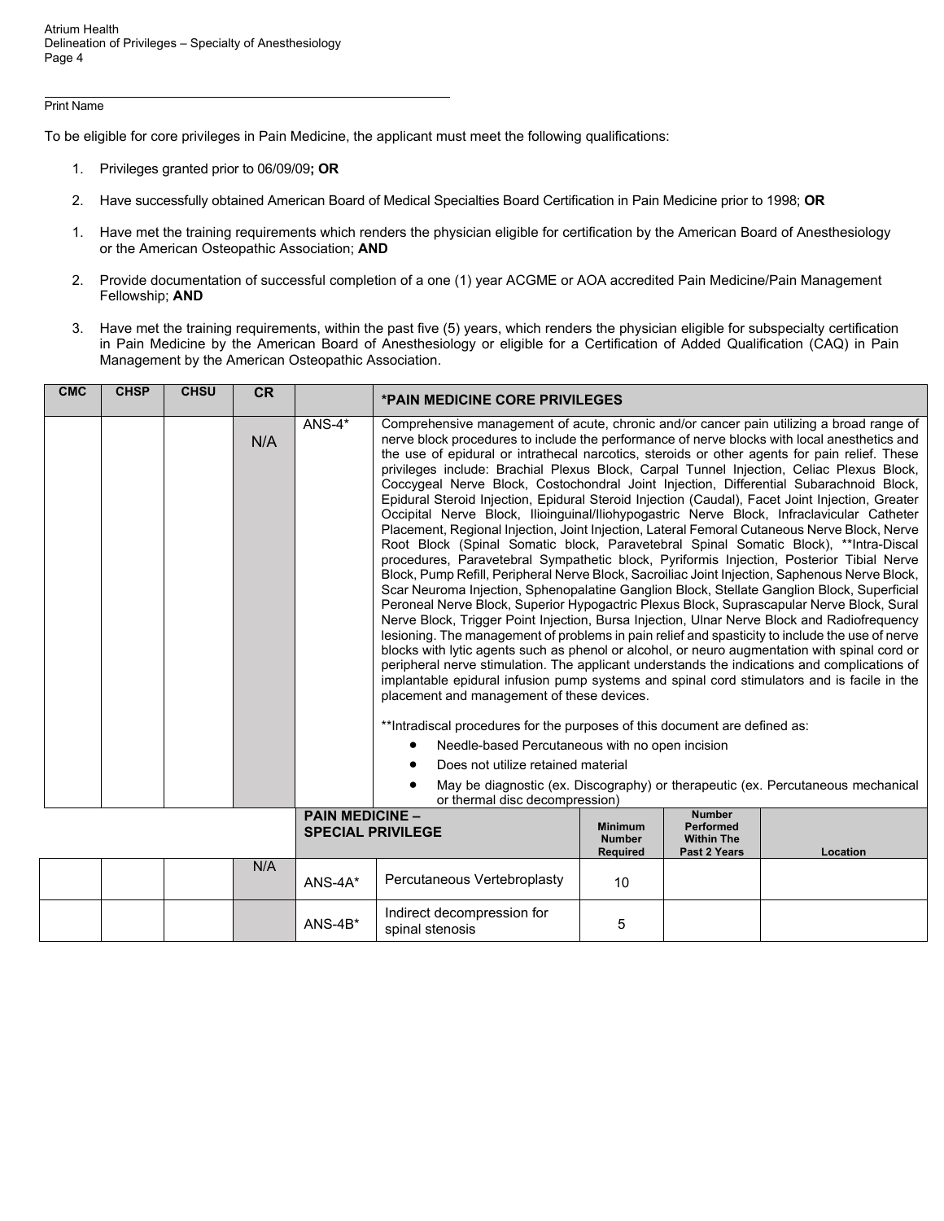Print Name

To be eligible for core privileges in Pain Medicine, the applicant must meet the following qualifications:

1. Privileges granted prior to 06/09/09**; OR**

2. Have successfully obtained American Board of Medical Specialties Board Certification in Pain Medicine prior to 1998; **OR**

1. Have met the training requirements which renders the physician eligible for certification by the American Board of Anesthesiology or the American Osteopathic Association; **AND**

2. Provide documentation of successful completion of a one (1) year ACGME or AOA accredited Pain Medicine/Pain Management Fellowship; **AND**

3. Have met the training requirements, within the past five (5) years, which renders the physician eligible for subspecialty certification in Pain Medicine by the American Board of Anesthesiology or eligible for a Certification of Added Qualification (CAQ) in Pain Management by the American Osteopathic Association.

| CMC | CHSP | CHSU | CR | | *PAIN MEDICINE CORE PRIVILEGES | | | |
|---|---|---|---|---|---|---|---|---|
| | | | N/A | ANS-4* | Comprehensive management of acute, chronic and/or cancer pain utilizing a broad range of nerve block procedures to include the performance of nerve blocks with local anesthetics and the use of epidural or intrathecal narcotics, steroids or other agents for pain relief. These privileges include: Brachial Plexus Block, Carpal Tunnel Injection, Celiac Plexus Block, Coccygeal Nerve Block, Costochondral Joint Injection, Differential Subarachnoid Block, Epidural Steroid Injection, Epidural Steroid Injection (Caudal), Facet Joint Injection, Greater Occipital Nerve Block, Ilioinguinal/Iliohypogastric Nerve Block, Infraclavicular Catheter Placement, Regional Injection, Joint Injection, Lateral Femoral Cutaneous Nerve Block, Nerve Root Block (Spinal Somatic block, Paravetebral Spinal Somatic Block), **Intra-Discal procedures, Paravetebral Sympathetic block, Pyriformis Injection, Posterior Tibial Nerve Block, Pump Refill, Peripheral Nerve Block, Sacroiliac Joint Injection, Saphenous Nerve Block, Scar Neuroma Injection, Sphenopalatine Ganglion Block, Stellate Ganglion Block, Superficial Peroneal Nerve Block, Superior Hypogactric Plexus Block, Suprascapular Nerve Block, Sural Nerve Block, Trigger Point Injection, Bursa Injection, Ulnar Nerve Block and Radiofrequency lesioning. The management of problems in pain relief and spasticity to include the use of nerve blocks with lytic agents such as phenol or alcohol, or neuro augmentation with spinal cord or peripheral nerve stimulation. The applicant understands the indications and complications of implantable epidural infusion pump systems and spinal cord stimulators and is facile in the placement and management of these devices.<br><br>**Intradiscal procedures for the purposes of this document are defined as:<br>• Needle-based Percutaneous with no open incision<br>• Does not utilize retained material<br>• May be diagnostic (ex. Discography) or therapeutic (ex. Percutaneous mechanical or thermal disc decompression) | | | |
| | | | | **PAIN MEDICINE – SPECIAL PRIVILEGE** | | **Minimum Number Required** | **Number Performed Within The Past 2 Years** | **Location** |
| | | | N/A | ANS-4A* | Percutaneous Vertebroplasty | 10 | | |
| | | | | ANS-4B* | Indirect decompression for spinal stenosis | 5 | | |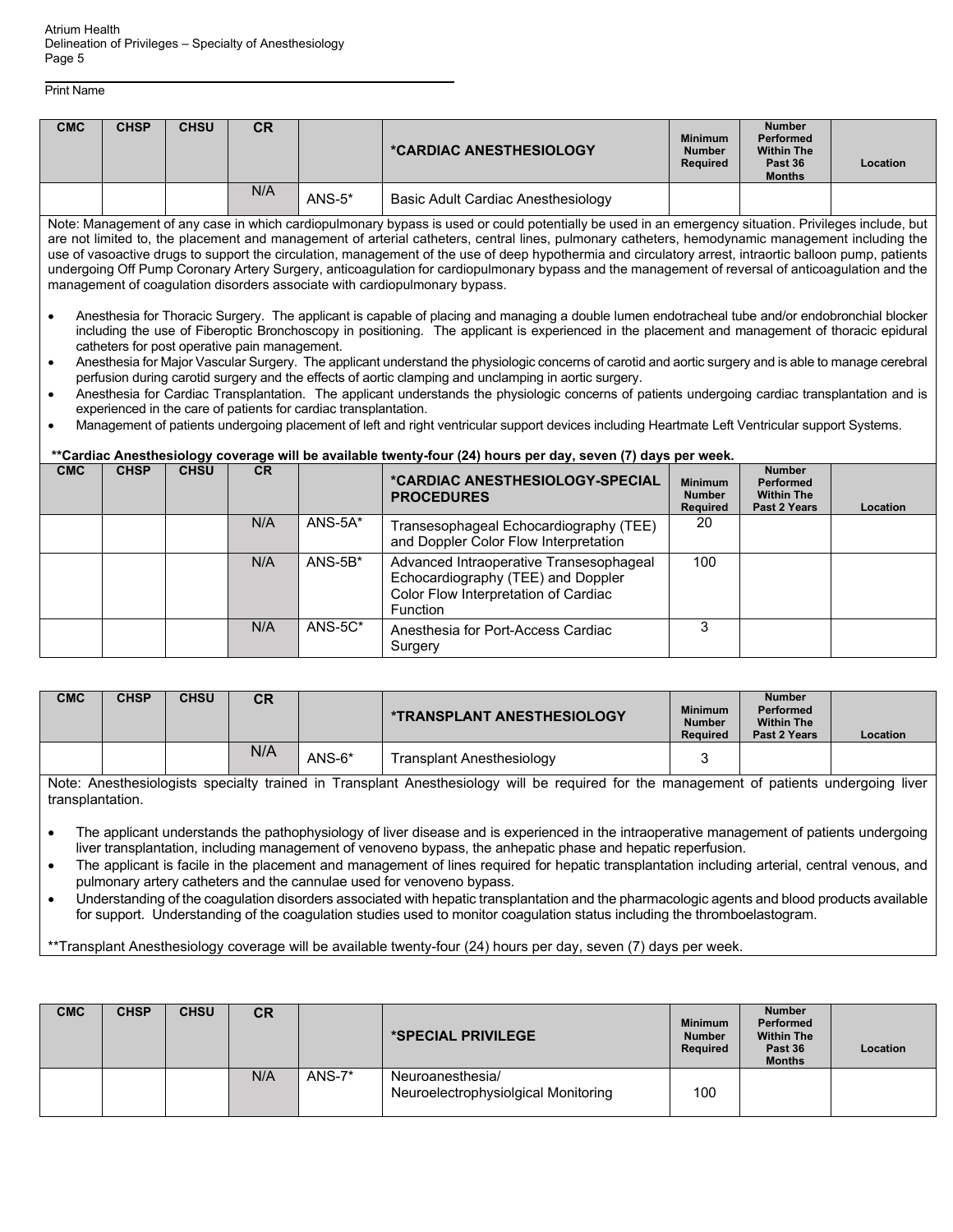Print Name

| CMC | CHSP | CHSU | CR | | *CARDIAC ANESTHESIOLOGY | Minimum Number Required | Number Performed Within The Past 36 Months | Location |
|---|---|---|---|---|---|---|---|---|
| | | | N/A | ANS-5* | Basic Adult Cardiac Anesthesiology | | | |

Note: Management of any case in which cardiopulmonary bypass is used or could potentially be used in an emergency situation. Privileges include, but are not limited to, the placement and management of arterial catheters, central lines, pulmonary catheters, hemodynamic management including the use of vasoactive drugs to support the circulation, management of the use of deep hypothermia and circulatory arrest, intraortic balloon pump, patients undergoing Off Pump Coronary Artery Surgery, anticoagulation for cardiopulmonary bypass and the management of reversal of anticoagulation and the management of coagulation disorders associate with cardiopulmonary bypass.

- Anesthesia for Thoracic Surgery. The applicant is capable of placing and managing a double lumen endotracheal tube and/or endobronchial blocker including the use of Fiberoptic Bronchoscopy in positioning. The applicant is experienced in the placement and management of thoracic epidural catheters for post operative pain management.
- Anesthesia for Major Vascular Surgery. The applicant understand the physiologic concerns of carotid and aortic surgery and is able to manage cerebral perfusion during carotid surgery and the effects of aortic clamping and unclamping in aortic surgery.
- Anesthesia for Cardiac Transplantation. The applicant understands the physiologic concerns of patients undergoing cardiac transplantation and is experienced in the care of patients for cardiac transplantation.
- Management of patients undergoing placement of left and right ventricular support devices including Heartmate Left Ventricular support Systems.

**\*\*Cardiac Anesthesiology coverage will be available twenty-four (24) hours per day, seven (7) days per week.**

| CMC | CHSP | CHSU | CR | | *CARDIAC ANESTHESIOLOGY-SPECIAL PROCEDURES | Minimum Number Required | Number Performed Within The Past 2 Years | Location |
|---|---|---|---|---|---|---|---|---|
| | | | N/A | ANS-5A* | Transesophageal Echocardiography (TEE) and Doppler Color Flow Interpretation | 20 | | |
| | | | N/A | ANS-5B* | Advanced Intraoperative Transesophageal Echocardiography (TEE) and Doppler Color Flow Interpretation of Cardiac Function | 100 | | |
| | | | N/A | ANS-5C* | Anesthesia for Port-Access Cardiac Surgery | 3 | | |

| CMC | CHSP | CHSU | CR | | *TRANSPLANT ANESTHESIOLOGY | Minimum Number Required | Number Performed Within The Past 2 Years | Location |
|---|---|---|---|---|---|---|---|---|
| | | | N/A | ANS-6* | Transplant Anesthesiology | 3 | | |

Note: Anesthesiologists specialty trained in Transplant Anesthesiology will be required for the management of patients undergoing liver transplantation.

- The applicant understands the pathophysiology of liver disease and is experienced in the intraoperative management of patients undergoing liver transplantation, including management of venoveno bypass, the anhepatic phase and hepatic reperfusion.
- The applicant is facile in the placement and management of lines required for hepatic transplantation including arterial, central venous, and pulmonary artery catheters and the cannulae used for venoveno bypass.
- Understanding of the coagulation disorders associated with hepatic transplantation and the pharmacologic agents and blood products available for support. Understanding of the coagulation studies used to monitor coagulation status including the thromboelastogram.

**Transplant Anesthesiology coverage will be available twenty-four (24) hours per day, seven (7) days per week.

| CMC | CHSP | CHSU | CR | | *SPECIAL PRIVILEGE | Minimum Number Required | Number Performed Within The Past 36 Months | Location |
|---|---|---|---|---|---|---|---|---|
| | | | N/A | ANS-7* | Neuroanesthesia/ Neuroelectrophysiolgical Monitoring | 100 | | |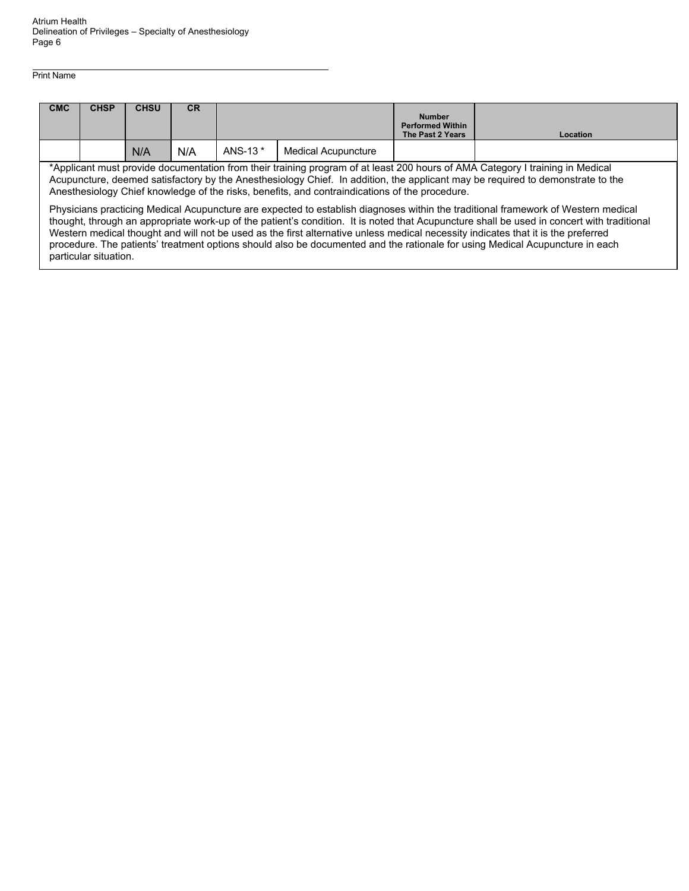Print Name

| CMC | CHSP | CHSU | CR | | | Number Performed Within The Past 2 Years | Location |
|---|---|---|---|---|---|---|---|
| | | N/A | N/A | ANS-13 * | Medical Acupuncture | | |

*Applicant must provide documentation from their training program of at least 200 hours of AMA Category I training in Medical Acupuncture, deemed satisfactory by the Anesthesiology Chief. In addition, the applicant may be required to demonstrate to the Anesthesiology Chief knowledge of the risks, benefits, and contraindications of the procedure.

Physicians practicing Medical Acupuncture are expected to establish diagnoses within the traditional framework of Western medical thought, through an appropriate work-up of the patient's condition. It is noted that Acupuncture shall be used in concert with traditional Western medical thought and will not be used as the first alternative unless medical necessity indicates that it is the preferred procedure. The patients' treatment options should also be documented and the rationale for using Medical Acupuncture in each particular situation.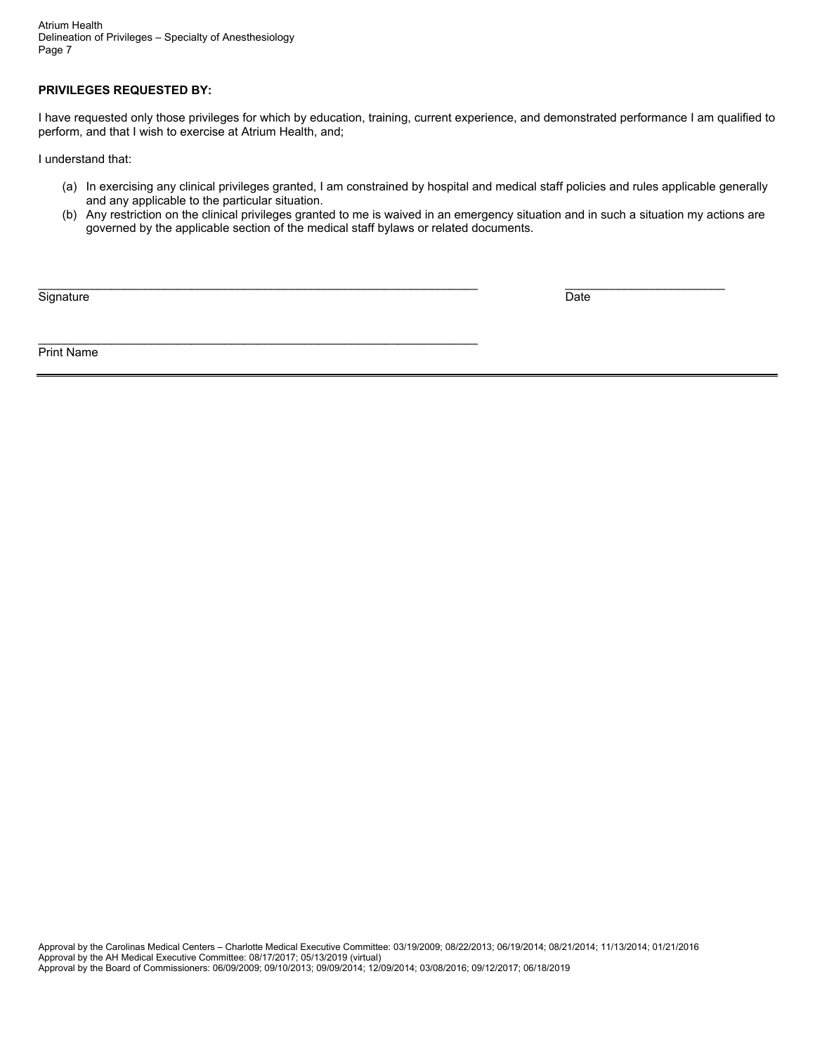**PRIVILEGES REQUESTED BY:**

I have requested only those privileges for which by education, training, current experience, and demonstrated performance I am qualified to perform, and that I wish to exercise at Atrium Health, and;

I understand that:

(a) In exercising any clinical privileges granted, I am constrained by hospital and medical staff policies and rules applicable generally and any applicable to the particular situation.
(b) Any restriction on the clinical privileges granted to me is waived in an emergency situation and in such a situation my actions are governed by the applicable section of the medical staff bylaws or related documents.

_______________________________________________ _________________
Signature Date

_______________________________________________
Print Name

---

Approval by the Carolinas Medical Centers – Charlotte Medical Executive Committee: 03/19/2009; 08/22/2013; 06/19/2014; 08/21/2014; 11/13/2014; 01/21/2016
Approval by the AH Medical Executive Committee: 08/17/2017; 05/13/2019 (virtual)
Approval by the Board of Commissioners: 06/09/2009; 09/10/2013; 09/09/2014; 12/09/2014; 03/08/2016; 09/12/2017; 06/18/2019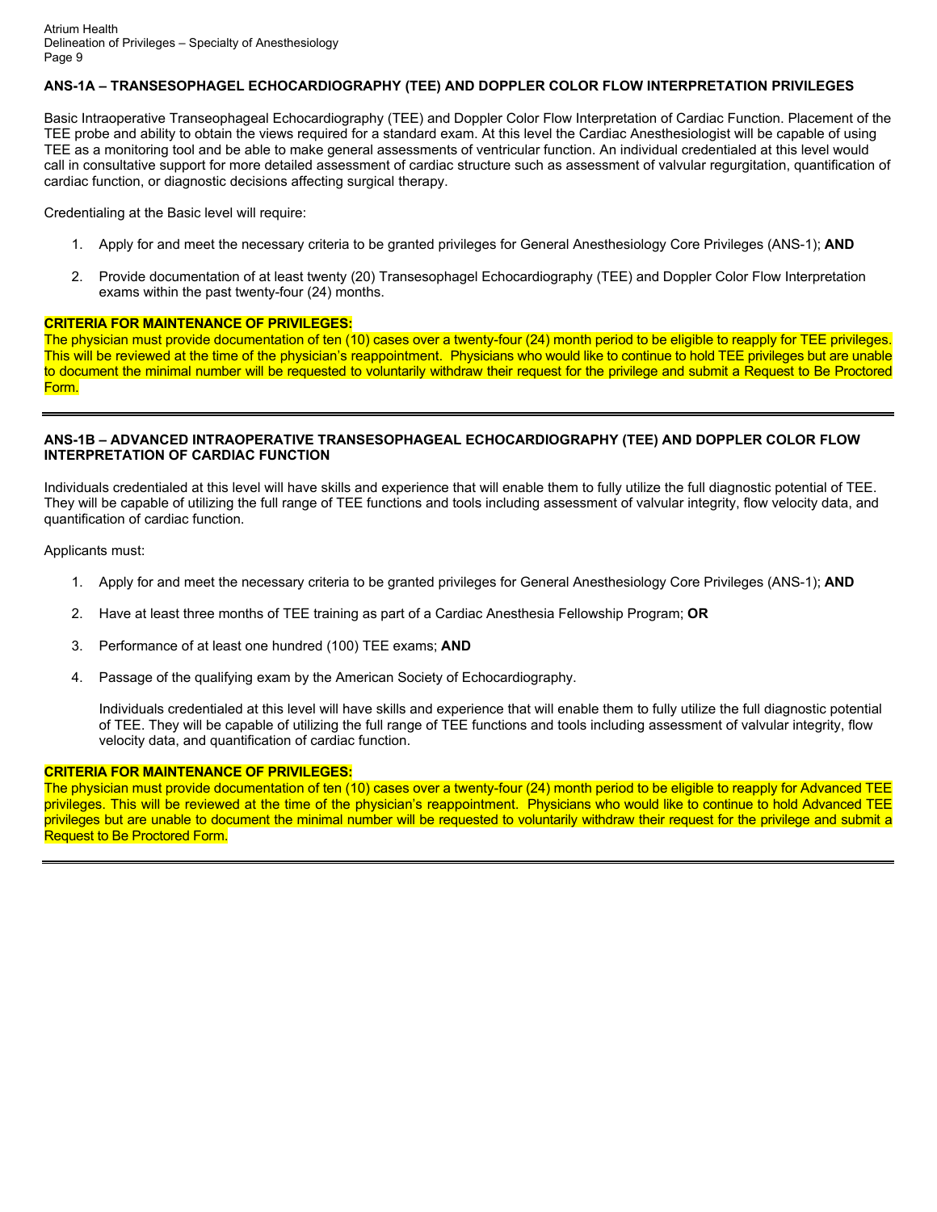### ANS-1A – TRANSESOPHAGEL ECHOCARDIOGRAPHY (TEE) AND DOPPLER COLOR FLOW INTERPRETATION PRIVILEGES

Basic Intraoperative Transeophageal Echocardiography (TEE) and Doppler Color Flow Interpretation of Cardiac Function. Placement of the TEE probe and ability to obtain the views required for a standard exam. At this level the Cardiac Anesthesiologist will be capable of using TEE as a monitoring tool and be able to make general assessments of ventricular function. An individual credentialed at this level would call in consultative support for more detailed assessment of cardiac structure such as assessment of valvular regurgitation, quantification of cardiac function, or diagnostic decisions affecting surgical therapy.

Credentialing at the Basic level will require:

1. Apply for and meet the necessary criteria to be granted privileges for General Anesthesiology Core Privileges (ANS-1); **AND**

2. Provide documentation of at least twenty (20) Transesophagel Echocardiography (TEE) and Doppler Color Flow Interpretation exams within the past twenty-four (24) months.

**CRITERIA FOR MAINTENANCE OF PRIVILEGES:**
The physician must provide documentation of ten (10) cases over a twenty-four (24) month period to be eligible to reapply for TEE privileges. This will be reviewed at the time of the physician's reappointment. Physicians who would like to continue to hold TEE privileges but are unable to document the minimal number will be requested to voluntarily withdraw their request for the privilege and submit a Request to Be Proctored Form.

---

### ANS-1B – ADVANCED INTRAOPERATIVE TRANSESOPHAGEAL ECHOCARDIOGRAPHY (TEE) AND DOPPLER COLOR FLOW INTERPRETATION OF CARDIAC FUNCTION

Individuals credentialed at this level will have skills and experience that will enable them to fully utilize the full diagnostic potential of TEE. They will be capable of utilizing the full range of TEE functions and tools including assessment of valvular integrity, flow velocity data, and quantification of cardiac function.

Applicants must:

1. Apply for and meet the necessary criteria to be granted privileges for General Anesthesiology Core Privileges (ANS-1); **AND**

2. Have at least three months of TEE training as part of a Cardiac Anesthesia Fellowship Program; **OR**

3. Performance of at least one hundred (100) TEE exams; **AND**

4. Passage of the qualifying exam by the American Society of Echocardiography.

   Individuals credentialed at this level will have skills and experience that will enable them to fully utilize the full diagnostic potential of TEE. They will be capable of utilizing the full range of TEE functions and tools including assessment of valvular integrity, flow velocity data, and quantification of cardiac function.

**CRITERIA FOR MAINTENANCE OF PRIVILEGES:**
The physician must provide documentation of ten (10) cases over a twenty-four (24) month period to be eligible to reapply for Advanced TEE privileges. This will be reviewed at the time of the physician's reappointment. Physicians who would like to continue to hold Advanced TEE privileges but are unable to document the minimal number will be requested to voluntarily withdraw their request for the privilege and submit a Request to Be Proctored Form.

---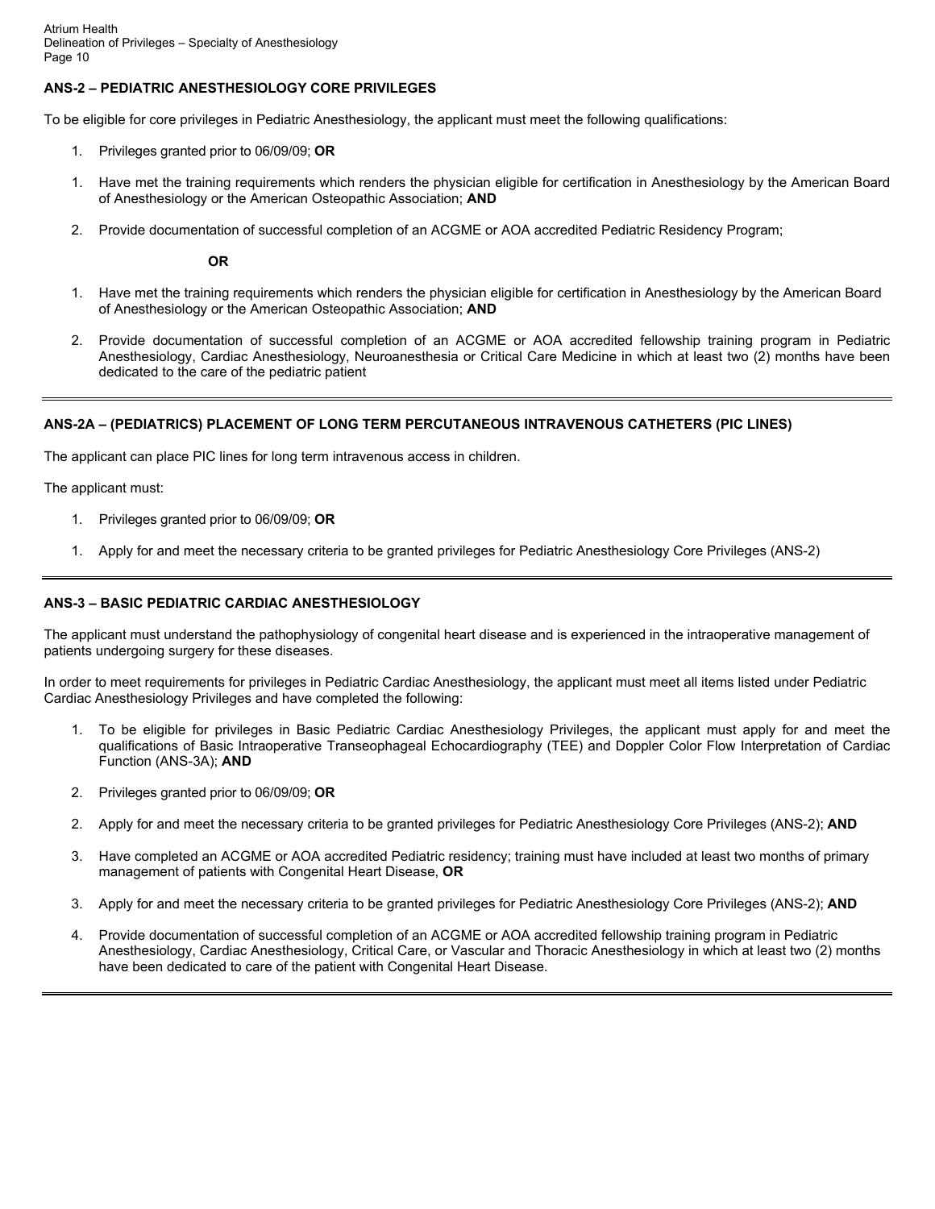**ANS-2 – PEDIATRIC ANESTHESIOLOGY CORE PRIVILEGES**

To be eligible for core privileges in Pediatric Anesthesiology, the applicant must meet the following qualifications:

1. Privileges granted prior to 06/09/09; **OR**

1. Have met the training requirements which renders the physician eligible for certification in Anesthesiology by the American Board of Anesthesiology or the American Osteopathic Association; **AND**
2. Provide documentation of successful completion of an ACGME or AOA accredited Pediatric Residency Program;

**OR**

1. Have met the training requirements which renders the physician eligible for certification in Anesthesiology by the American Board of Anesthesiology or the American Osteopathic Association; **AND**
2. Provide documentation of successful completion of an ACGME or AOA accredited fellowship training program in Pediatric Anesthesiology, Cardiac Anesthesiology, Neuroanesthesia or Critical Care Medicine in which at least two (2) months have been dedicated to the care of the pediatric patient

---

**ANS-2A – (PEDIATRICS) PLACEMENT OF LONG TERM PERCUTANEOUS INTRAVENOUS CATHETERS (PIC LINES)**

The applicant can place PIC lines for long term intravenous access in children.

The applicant must:

1. Privileges granted prior to 06/09/09; **OR**

1. Apply for and meet the necessary criteria to be granted privileges for Pediatric Anesthesiology Core Privileges (ANS-2)

---

**ANS-3 – BASIC PEDIATRIC CARDIAC ANESTHESIOLOGY**

The applicant must understand the pathophysiology of congenital heart disease and is experienced in the intraoperative management of patients undergoing surgery for these diseases.

In order to meet requirements for privileges in Pediatric Cardiac Anesthesiology, the applicant must meet all items listed under Pediatric Cardiac Anesthesiology Privileges and have completed the following:

1. To be eligible for privileges in Basic Pediatric Cardiac Anesthesiology Privileges, the applicant must apply for and meet the qualifications of Basic Intraoperative Transeophageal Echocardiography (TEE) and Doppler Color Flow Interpretation of Cardiac Function (ANS-3A); **AND**
2. Privileges granted prior to 06/09/09; **OR**
2. Apply for and meet the necessary criteria to be granted privileges for Pediatric Anesthesiology Core Privileges (ANS-2); **AND**
3. Have completed an ACGME or AOA accredited Pediatric residency; training must have included at least two months of primary management of patients with Congenital Heart Disease, **OR**
3. Apply for and meet the necessary criteria to be granted privileges for Pediatric Anesthesiology Core Privileges (ANS-2); **AND**
4. Provide documentation of successful completion of an ACGME or AOA accredited fellowship training program in Pediatric Anesthesiology, Cardiac Anesthesiology, Critical Care, or Vascular and Thoracic Anesthesiology in which at least two (2) months have been dedicated to care of the patient with Congenital Heart Disease.

---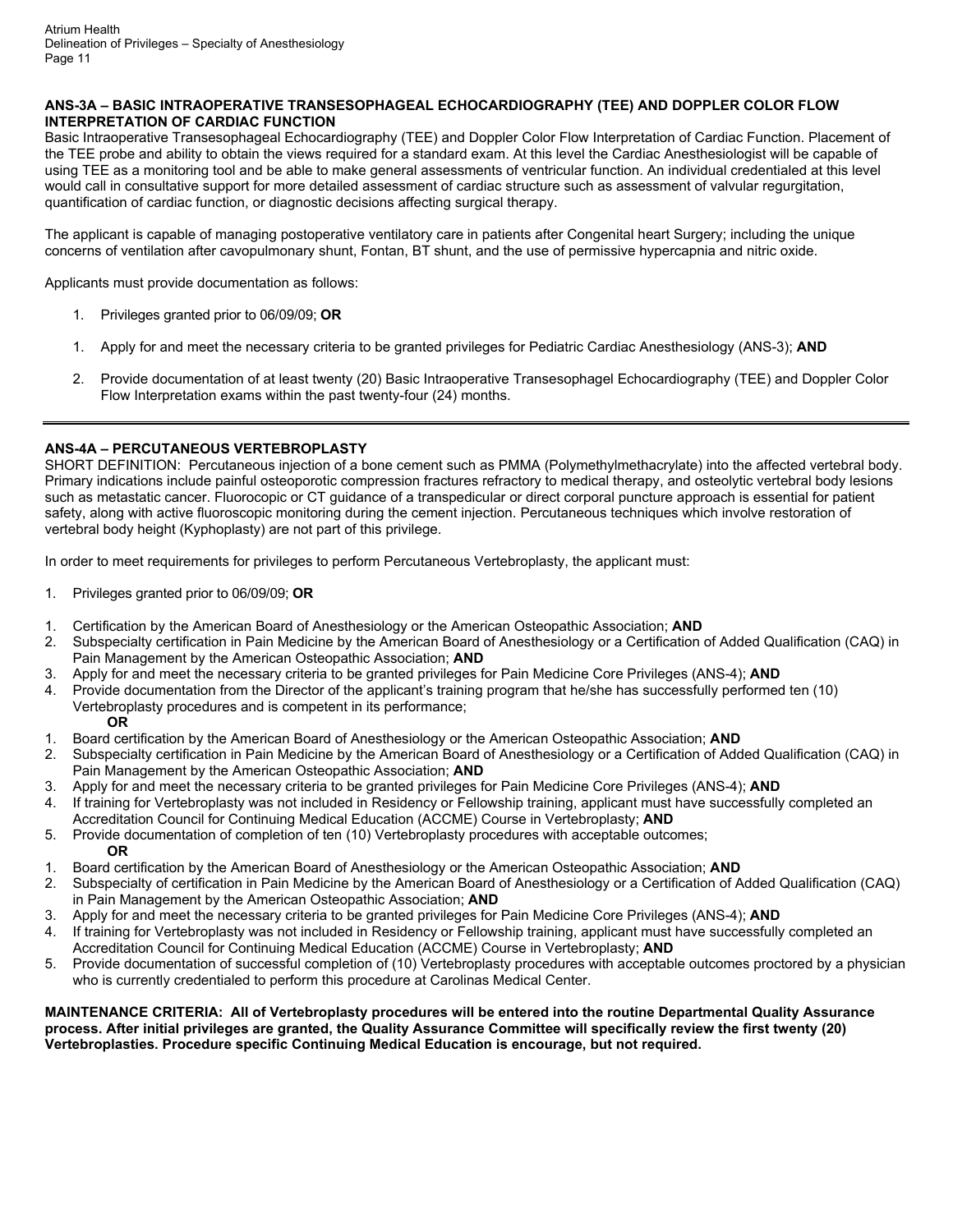### ANS-3A – BASIC INTRAOPERATIVE TRANSESOPHAGEAL ECHOCARDIOGRAPHY (TEE) AND DOPPLER COLOR FLOW INTERPRETATION OF CARDIAC FUNCTION

Basic Intraoperative Transesophageal Echocardiography (TEE) and Doppler Color Flow Interpretation of Cardiac Function. Placement of the TEE probe and ability to obtain the views required for a standard exam. At this level the Cardiac Anesthesiologist will be capable of using TEE as a monitoring tool and be able to make general assessments of ventricular function. An individual credentialed at this level would call in consultative support for more detailed assessment of cardiac structure such as assessment of valvular regurgitation, quantification of cardiac function, or diagnostic decisions affecting surgical therapy.

The applicant is capable of managing postoperative ventilatory care in patients after Congenital heart Surgery; including the unique concerns of ventilation after cavopulmonary shunt, Fontan, BT shunt, and the use of permissive hypercapnia and nitric oxide.

Applicants must provide documentation as follows:

1. Privileges granted prior to 06/09/09; **OR**

1. Apply for and meet the necessary criteria to be granted privileges for Pediatric Cardiac Anesthesiology (ANS-3); **AND**

2. Provide documentation of at least twenty (20) Basic Intraoperative Transesophagel Echocardiography (TEE) and Doppler Color Flow Interpretation exams within the past twenty-four (24) months.

---

### ANS-4A – PERCUTANEOUS VERTEBROPLASTY

SHORT DEFINITION: Percutaneous injection of a bone cement such as PMMA (Polymethylmethacrylate) into the affected vertebral body. Primary indications include painful osteoporotic compression fractures refractory to medical therapy, and osteolytic vertebral body lesions such as metastatic cancer. Fluorocopic or CT guidance of a transpedicular or direct corporal puncture approach is essential for patient safety, along with active fluoroscopic monitoring during the cement injection. Percutaneous techniques which involve restoration of vertebral body height (Kyphoplasty) are not part of this privelege.

In order to meet requirements for privileges to perform Percutaneous Vertebroplasty, the applicant must:

1. Privileges granted prior to 06/09/09; **OR**

1. Certification by the American Board of Anesthesiology or the American Osteopathic Association; **AND**
2. Subspecialty certification in Pain Medicine by the American Board of Anesthesiology or a Certification of Added Qualification (CAQ) in Pain Management by the American Osteopathic Association; **AND**
3. Apply for and meet the necessary criteria to be granted privileges for Pain Medicine Core Privileges (ANS-4); **AND**
4. Provide documentation from the Director of the applicant's training program that he/she has successfully performed ten (10) Vertebroplasty procedures and is competent in its performance;

   **OR**

1. Board certification by the American Board of Anesthesiology or the American Osteopathic Association; **AND**
2. Subspecialty certification in Pain Medicine by the American Board of Anesthesiology or a Certification of Added Qualification (CAQ) in Pain Management by the American Osteopathic Association; **AND**
3. Apply for and meet the necessary criteria to be granted privileges for Pain Medicine Core Privileges (ANS-4); **AND**
4. If training for Vertebroplasty was not included in Residency or Fellowship training, applicant must have successfully completed an Accreditation Council for Continuing Medical Education (ACCME) Course in Vertebroplasty; **AND**
5. Provide documentation of completion of ten (10) Vertebroplasty procedures with acceptable outcomes;

   **OR**

1. Board certification by the American Board of Anesthesiology or the American Osteopathic Association; **AND**
2. Subspecialty of certification in Pain Medicine by the American Board of Anesthesiology or a Certification of Added Qualification (CAQ) in Pain Management by the American Osteopathic Association; **AND**
3. Apply for and meet the necessary criteria to be granted privileges for Pain Medicine Core Privileges (ANS-4); **AND**
4. If training for Vertebroplasty was not included in Residency or Fellowship training, applicant must have successfully completed an Accreditation Council for Continuing Medical Education (ACCME) Course in Vertebroplasty; **AND**
5. Provide documentation of successful completion of (10) Vertebroplasty procedures with acceptable outcomes proctored by a physician who is currently credentialed to perform this procedure at Carolinas Medical Center.

**MAINTENANCE CRITERIA: All of Vertebroplasty procedures will be entered into the routine Departmental Quality Assurance process. After initial privileges are granted, the Quality Assurance Committee will specifically review the first twenty (20) Vertebroplasties. Procedure specific Continuing Medical Education is encourage, but not required.**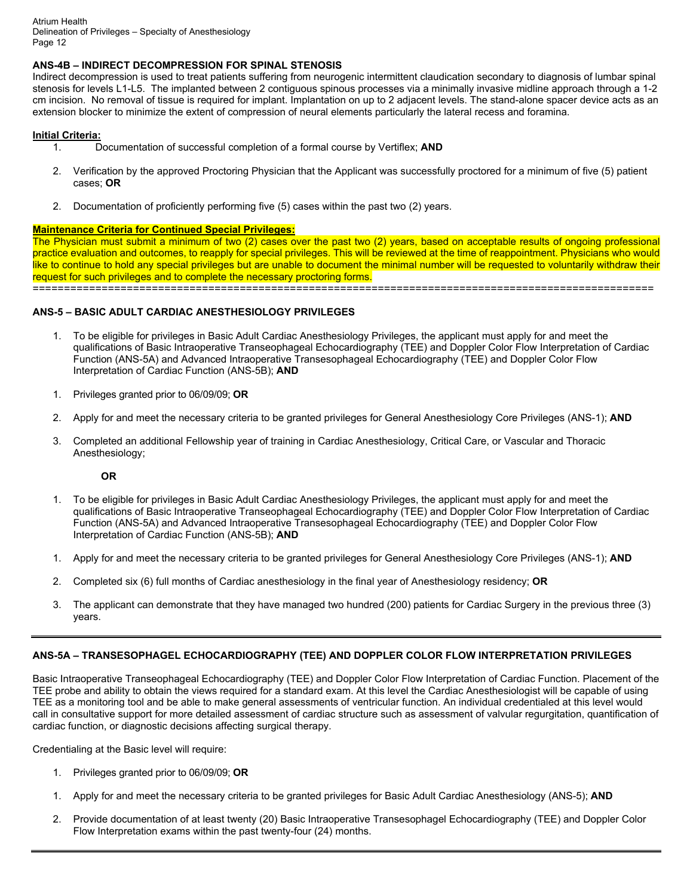### ANS-4B – INDIRECT DECOMPRESSION FOR SPINAL STENOSIS

Indirect decompression is used to treat patients suffering from neurogenic intermittent claudication secondary to diagnosis of lumbar spinal stenosis for levels L1-L5. The implanted between 2 contiguous spinous processes via a minimally invasive midline approach through a 1-2 cm incision. No removal of tissue is required for implant. Implantation on up to 2 adjacent levels. The stand-alone spacer device acts as an extension blocker to minimize the extent of compression of neural elements particularly the lateral recess and foramina.

**Initial Criteria:**

1. Documentation of successful completion of a formal course by Vertiflex; **AND**

2. Verification by the approved Proctoring Physician that the Applicant was successfully proctored for a minimum of five (5) patient cases; **OR**

2. Documentation of proficiently performing five (5) cases within the past two (2) years.

**Maintenance Criteria for Continued Special Privileges:**

The Physician must submit a minimum of two (2) cases over the past two (2) years, based on acceptable results of ongoing professional practice evaluation and outcomes, to reapply for special privileges. This will be reviewed at the time of reappointment. Physicians who would like to continue to hold any special privileges but are unable to document the minimal number will be requested to voluntarily withdraw their request for such privileges and to complete the necessary proctoring forms.

=====================================================================================================

### ANS-5 – BASIC ADULT CARDIAC ANESTHESIOLOGY PRIVILEGES

1. To be eligible for privileges in Basic Adult Cardiac Anesthesiology Privileges, the applicant must apply for and meet the qualifications of Basic Intraoperative Transeophageal Echocardiography (TEE) and Doppler Color Flow Interpretation of Cardiac Function (ANS-5A) and Advanced Intraoperative Transesophageal Echocardiography (TEE) and Doppler Color Flow Interpretation of Cardiac Function (ANS-5B); **AND**

1. Privileges granted prior to 06/09/09; **OR**

2. Apply for and meet the necessary criteria to be granted privileges for General Anesthesiology Core Privileges (ANS-1); **AND**

3. Completed an additional Fellowship year of training in Cardiac Anesthesiology, Critical Care, or Vascular and Thoracic Anesthesiology;

**OR**

1. To be eligible for privileges in Basic Adult Cardiac Anesthesiology Privileges, the applicant must apply for and meet the qualifications of Basic Intraoperative Transeophageal Echocardiography (TEE) and Doppler Color Flow Interpretation of Cardiac Function (ANS-5A) and Advanced Intraoperative Transesophageal Echocardiography (TEE) and Doppler Color Flow Interpretation of Cardiac Function (ANS-5B); **AND**

1. Apply for and meet the necessary criteria to be granted privileges for General Anesthesiology Core Privileges (ANS-1); **AND**

2. Completed six (6) full months of Cardiac anesthesiology in the final year of Anesthesiology residency; **OR**

3. The applicant can demonstrate that they have managed two hundred (200) patients for Cardiac Surgery in the previous three (3) years.

---

### ANS-5A – TRANSESOPHAGEL ECHOCARDIOGRAPHY (TEE) AND DOPPLER COLOR FLOW INTERPRETATION PRIVILEGES

Basic Intraoperative Transeophageal Echocardiography (TEE) and Doppler Color Flow Interpretation of Cardiac Function. Placement of the TEE probe and ability to obtain the views required for a standard exam. At this level the Cardiac Anesthesiologist will be capable of using TEE as a monitoring tool and be able to make general assessments of ventricular function. An individual credentialed at this level would call in consultative support for more detailed assessment of cardiac structure such as assessment of valvular regurgitation, quantification of cardiac function, or diagnostic decisions affecting surgical therapy.

Credentialing at the Basic level will require:

1. Privileges granted prior to 06/09/09; **OR**

1. Apply for and meet the necessary criteria to be granted privileges for Basic Adult Cardiac Anesthesiology (ANS-5); **AND**

2. Provide documentation of at least twenty (20) Basic Intraoperative Transesophagel Echocardiography (TEE) and Doppler Color Flow Interpretation exams within the past twenty-four (24) months.

---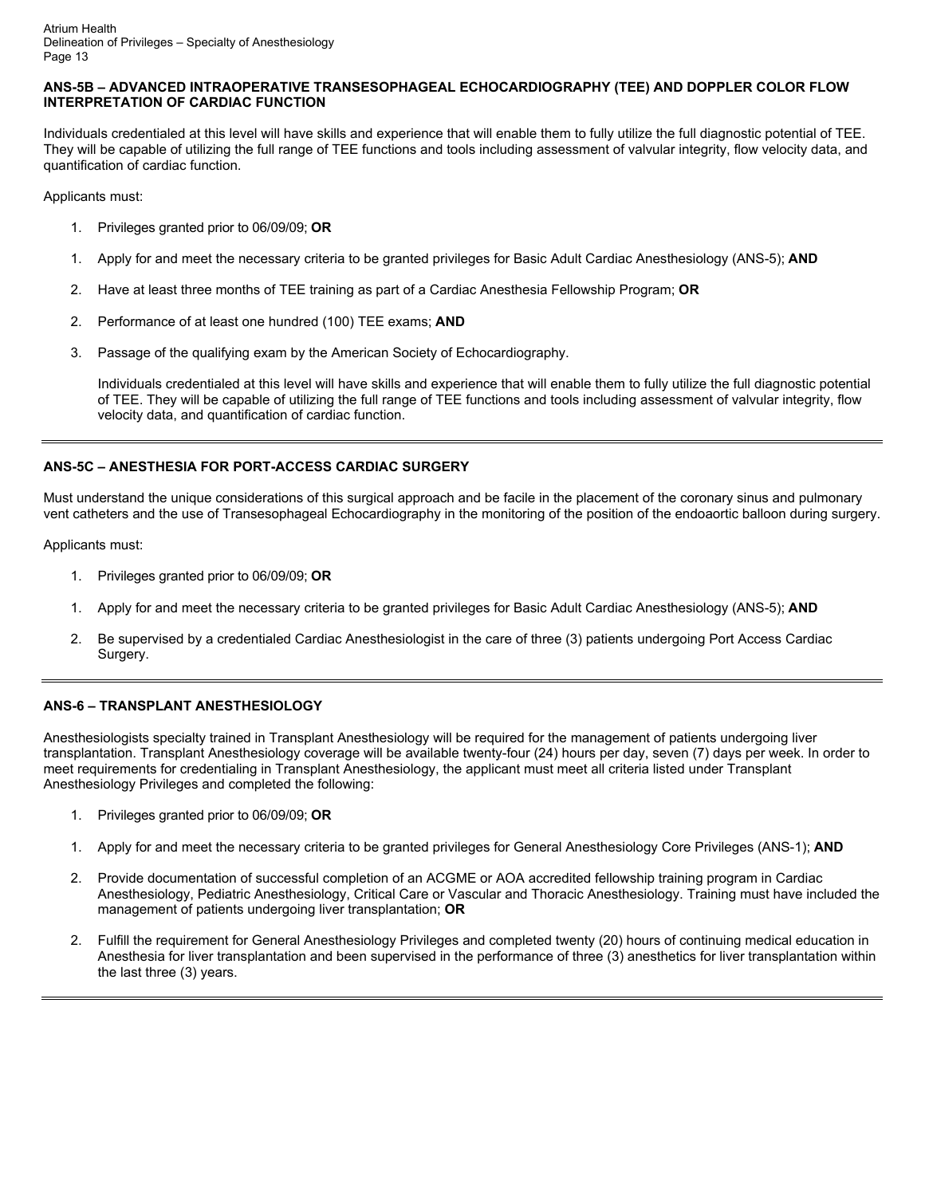### ANS-5B – ADVANCED INTRAOPERATIVE TRANSESOPHAGEAL ECHOCARDIOGRAPHY (TEE) AND DOPPLER COLOR FLOW INTERPRETATION OF CARDIAC FUNCTION

Individuals credentialed at this level will have skills and experience that will enable them to fully utilize the full diagnostic potential of TEE. They will be capable of utilizing the full range of TEE functions and tools including assessment of valvular integrity, flow velocity data, and quantification of cardiac function.

Applicants must:

1. Privileges granted prior to 06/09/09; **OR**

1. Apply for and meet the necessary criteria to be granted privileges for Basic Adult Cardiac Anesthesiology (ANS-5); **AND**

2. Have at least three months of TEE training as part of a Cardiac Anesthesia Fellowship Program; **OR**

2. Performance of at least one hundred (100) TEE exams; **AND**

3. Passage of the qualifying exam by the American Society of Echocardiography.

   Individuals credentialed at this level will have skills and experience that will enable them to fully utilize the full diagnostic potential of TEE. They will be capable of utilizing the full range of TEE functions and tools including assessment of valvular integrity, flow velocity data, and quantification of cardiac function.

---

### ANS-5C – ANESTHESIA FOR PORT-ACCESS CARDIAC SURGERY

Must understand the unique considerations of this surgical approach and be facile in the placement of the coronary sinus and pulmonary vent catheters and the use of Transesophageal Echocardiography in the monitoring of the position of the endoaortic balloon during surgery.

Applicants must:

1. Privileges granted prior to 06/09/09; **OR**

1. Apply for and meet the necessary criteria to be granted privileges for Basic Adult Cardiac Anesthesiology (ANS-5); **AND**

2. Be supervised by a credentialed Cardiac Anesthesiologist in the care of three (3) patients undergoing Port Access Cardiac Surgery.

---

### ANS-6 – TRANSPLANT ANESTHESIOLOGY

Anesthesiologists specialty trained in Transplant Anesthesiology will be required for the management of patients undergoing liver transplantation. Transplant Anesthesiology coverage will be available twenty-four (24) hours per day, seven (7) days per week. In order to meet requirements for credentialing in Transplant Anesthesiology, the applicant must meet all criteria listed under Transplant Anesthesiology Privileges and completed the following:

1. Privileges granted prior to 06/09/09; **OR**

1. Apply for and meet the necessary criteria to be granted privileges for General Anesthesiology Core Privileges (ANS-1); **AND**

2. Provide documentation of successful completion of an ACGME or AOA accredited fellowship training program in Cardiac Anesthesiology, Pediatric Anesthesiology, Critical Care or Vascular and Thoracic Anesthesiology. Training must have included the management of patients undergoing liver transplantation; **OR**

2. Fulfill the requirement for General Anesthesiology Privileges and completed twenty (20) hours of continuing medical education in Anesthesia for liver transplantation and been supervised in the performance of three (3) anesthetics for liver transplantation within the last three (3) years.

---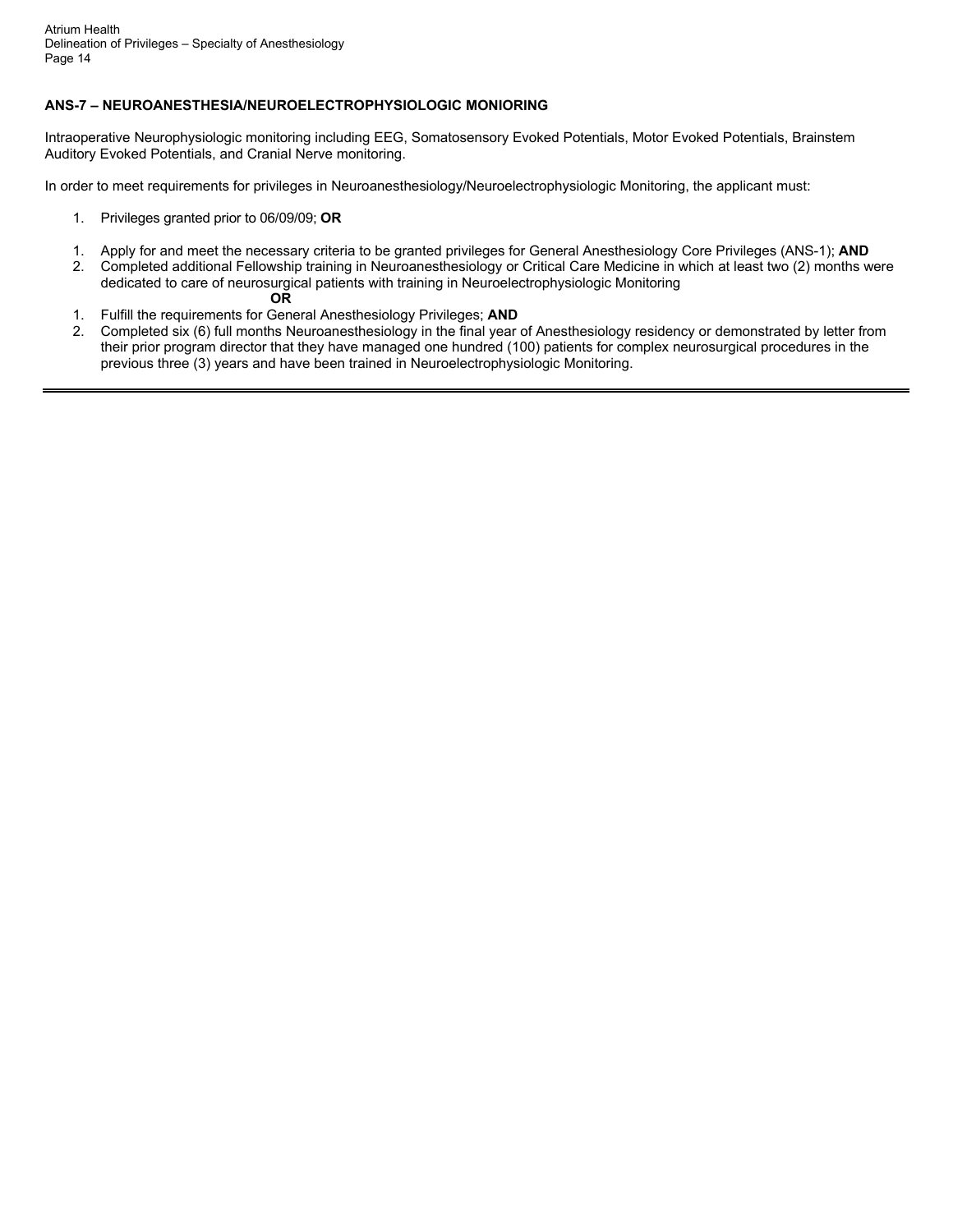## ANS-7 – NEUROANESTHESIA/NEUROELECTROPHYSIOLOGIC MONIORING

Intraoperative Neurophysiologic monitoring including EEG, Somatosensory Evoked Potentials, Motor Evoked Potentials, Brainstem Auditory Evoked Potentials, and Cranial Nerve monitoring.

In order to meet requirements for privileges in Neuroanesthesiology/Neuroelectrophysiologic Monitoring, the applicant must:

1. Privileges granted prior to 06/09/09; **OR**

1. Apply for and meet the necessary criteria to be granted privileges for General Anesthesiology Core Privileges (ANS-1); **AND**
2. Completed additional Fellowship training in Neuroanesthesiology or Critical Care Medicine in which at least two (2) months were dedicated to care of neurosurgical patients with training in Neuroelectrophysiologic Monitoring

**OR**

1. Fulfill the requirements for General Anesthesiology Privileges; **AND**
2. Completed six (6) full months Neuroanesthesiology in the final year of Anesthesiology residency or demonstrated by letter from their prior program director that they have managed one hundred (100) patients for complex neurosurgical procedures in the previous three (3) years and have been trained in Neuroelectrophysiologic Monitoring.